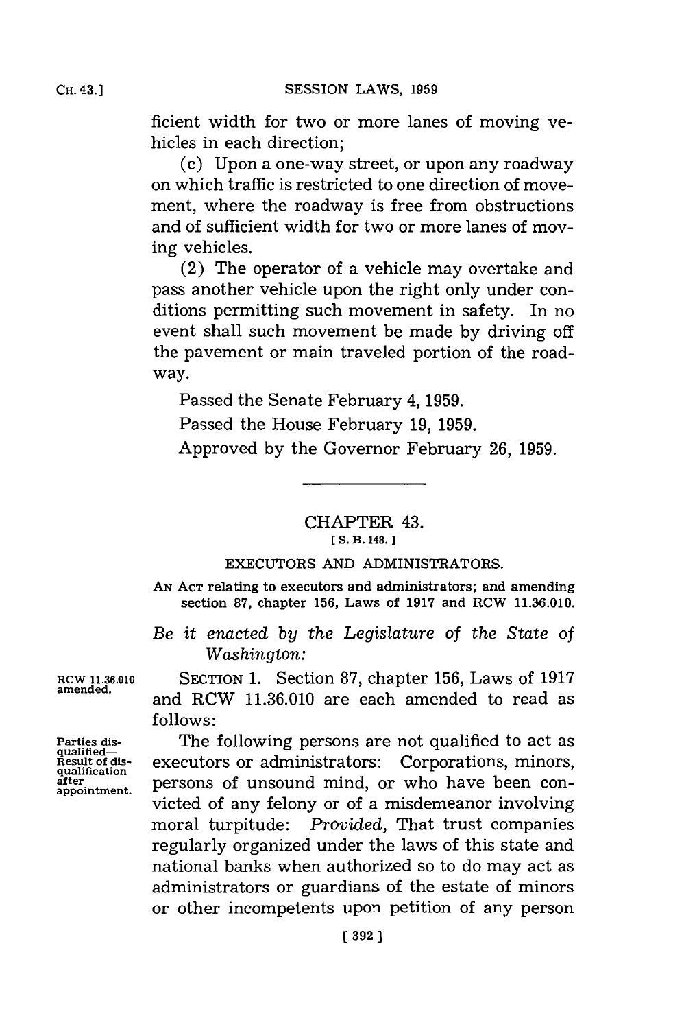ficient width for two or more lanes of moving vehicles in each direction;

(c) Upon a one-way street, or upon any roadway on which traffic is restricted to one direction of movement, where the roadway is free from obstructions and of sufficient width for two or more lanes of moving vehicles.

(2) The operator of a vehicle may overtake and pass another vehicle upon the right only under conditions permitting such movement in safety. In no event shall such movement be made by driving off the pavement or main traveled portion of the roadway.

Passed the Senate February 4, 1959.

Passed the House February 19, 1959.

Approved by the Governor February 26, 1959.

---

## CHAPTER 43.

[ S. B. 148. ]

### EXECUTORS AND ADMINISTRATORS.

AN ACT relating to executors and administrators; and amending section 87, chapter 156, Laws of 1917 and RCW 11.36.010.

*Be it enacted by the Legislature of the State of Washington:*

RCW 11.36.010 amended.

SECTION 1. Section 87, chapter 156, Laws of 1917 and RCW 11.36.010 are each amended to read as follows:

Parties disqualified— Result of disqualification after appointment.

The following persons are not qualified to act as executors or administrators: Corporations, minors, persons of unsound mind, or who have been convicted of any felony or of a misdemeanor involving moral turpitude: *Provided,* That trust companies regularly organized under the laws of this state and national banks when authorized so to do may act as administrators or guardians of the estate of minors or other incompetents upon petition of any person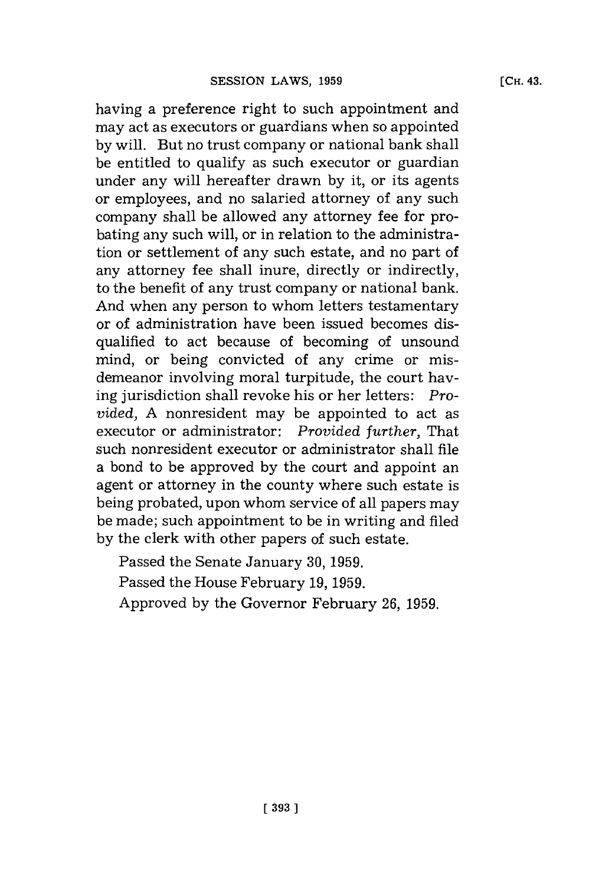having a preference right to such appointment and may act as executors or guardians when so appointed by will. But no trust company or national bank shall be entitled to qualify as such executor or guardian under any will hereafter drawn by it, or its agents or employees, and no salaried attorney of any such company shall be allowed any attorney fee for probating any such will, or in relation to the administration or settlement of any such estate, and no part of any attorney fee shall inure, directly or indirectly, to the benefit of any trust company or national bank. And when any person to whom letters testamentary or of administration have been issued becomes disqualified to act because of becoming of unsound mind, or being convicted of any crime or misdemeanor involving moral turpitude, the court having jurisdiction shall revoke his or her letters: *Provided,* A nonresident may be appointed to act as executor or administrator: *Provided further,* That such nonresident executor or administrator shall file a bond to be approved by the court and appoint an agent or attorney in the county where such estate is being probated, upon whom service of all papers may be made; such appointment to be in writing and filed by the clerk with other papers of such estate.

Passed the Senate January 30, 1959.

Passed the House February 19, 1959.

Approved by the Governor February 26, 1959.